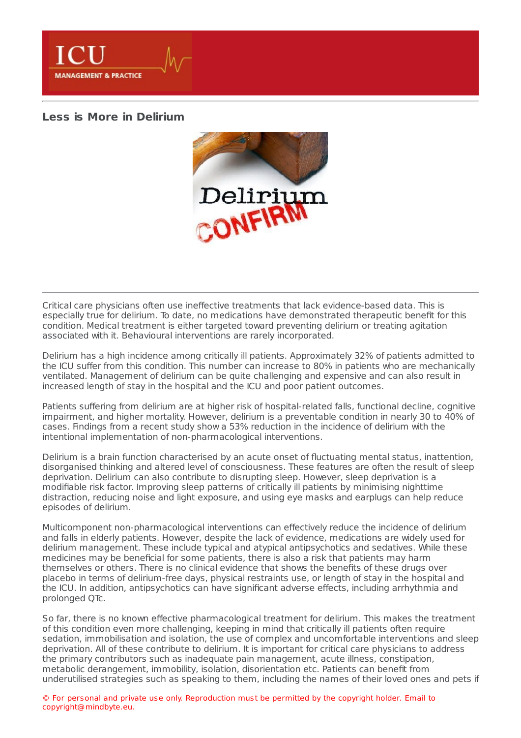## Less is More in Delirium

Critical care physicians often use ineffective treatments that lack evidence-based data. This is especially true for delirium. To date, no medications have demonstrated therapeutic benefit for this condition. Medical treatment is either targeted toward preventing delirium or treating agitation associated with it. Behavioural interventions are rarely incorporated.

Delirium has a high incidence among critically ill patients. Approximately 32% of patients admitted to the ICU suffer from this condition. This number can increase to 80% in patients who are mechanically ventilated. Management of delirium can be quite challenging and expensive and can also result in increased length of stay in the hospital and the ICU and poor patient outcomes.

Patients suffering from delirium are at higher risk of hospital-related falls, functional decline, cognitive impairment, and higher mortality. However, delirium is a preventable condition in nearly 30 to 40% of cases. Findings from a recent study show a 53% reduction in the incidence of delirium with the intentional implementation of non-pharmacological interventions.

Delirium is a brain function characterised by an acute onset of fluctuating mental status, inattention, disorganised thinking and altered level of consciousness. These features are often the result of sleep deprivation. Delirium can also contribute to disrupting sleep. However, sleep deprivation is a modifiable risk factor. Improving sleep patterns of critically ill patients by minimising nighttime distraction, reducing noise and light exposure, and using eye masks and earplugs can help reduce episodes of delirium.

Multicomponent non-pharmacological interventions can effectively reduce the incidence of delirium and falls in elderly patients. However, despite the lack of evidence, medications are widely used for delirium management. These include typical and atypical antipsychotics and sedatives. While these medicines may be beneficial for some patients, there is also a risk that patients may harm themselves or others. There is no clinical evidence that shows the benefits of these drugs over placebo in terms of delirium-free days, physical restraints use, or length of stay in the hospital and the ICU. In addition, antipsychotics can have significant adverse effects, including arrhythmia and prolonged QTc.

So far, there is no known effective pharmacological treatment for delirium. This makes the treatment of this condition even more challenging, keeping in mind that critically ill patients often require sedation, immobilisation and isolation, the use of complex and uncomfortable interventions and sleep deprivation. All of these contribute to delirium. It is important for critical care physicians to address the primary contributors such as inadequate pain management, acute illness, constipation, metabolic derangement, immobility, isolation, disorientation etc. Patients can benefit from underutilised strategies such as speaking to them, including the names of their loved ones and pets if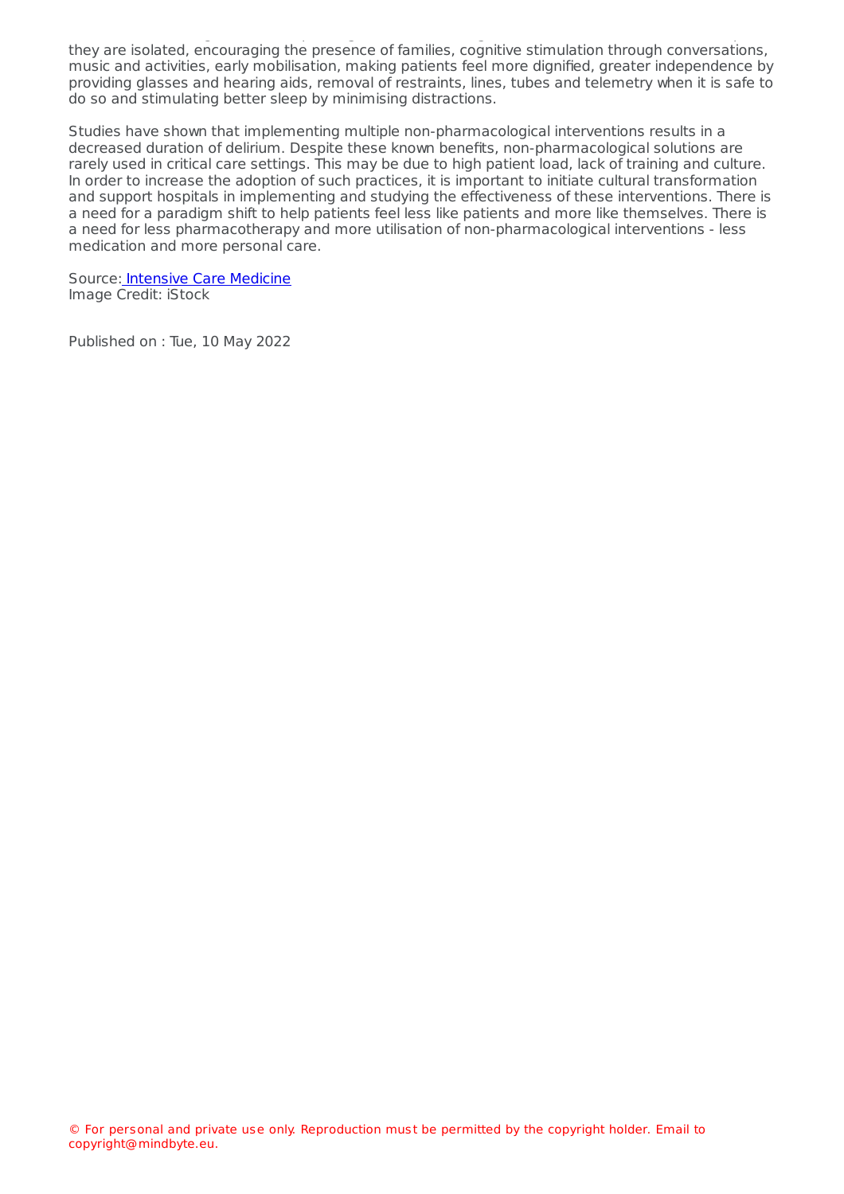they are isolated, encouraging the presence of families, cognitive stimulation through conversations, music and activities, early mobilisation, making patients feel more dignified, greater independence by providing glasses and hearing aids, removal of restraints, lines, tubes and telemetry when it is safe to do so and stimulating better sleep by minimising distractions.

Studies have shown that implementing multiple non-pharmacological interventions results in a decreased duration of delirium. Despite these known benefits, non-pharmacological solutions are rarely used in critical care settings. This may be due to high patient load, lack of training and culture. In order to increase the adoption of such practices, it is important to initiate cultural transformation and support hospitals in implementing and studying the effectiveness of these interventions. There is a need for a paradigm shift to help patients feel less like patients and more like themselves. There is a need for less pharmacotherapy and more utilisation of non-pharmacological interventions - less medication and more personal care.

Source: Intensive Care Medicine  
Image Credit: iStock

Published on : Tue, 10 May 2022

© For personal and private use only. Reproduction must be permitted by the copyright holder. Email to copyright@mindbyte.eu.